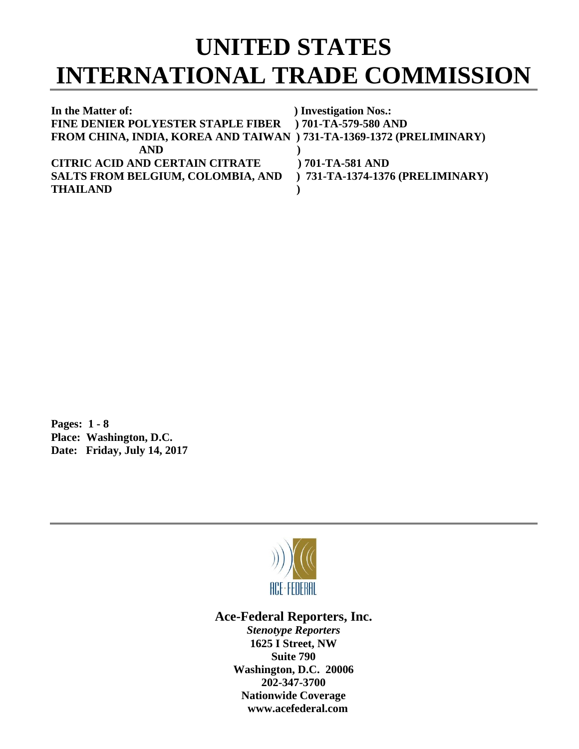# UNITED STATES
# INTERNATIONAL TRADE COMMISSION

| | |
|---|---|
| **In the Matter of:** | **) Investigation Nos.:** |
| **FINE DENIER POLYESTER STAPLE FIBER** | **) 701-TA-579-580 AND** |
| **FROM CHINA, INDIA, KOREA AND TAIWAN** | **) 731-TA-1369-1372 (PRELIMINARY)** |
| **AND** | **)** |
| **CITRIC ACID AND CERTAIN CITRATE** | **) 701-TA-581 AND** |
| **SALTS FROM BELGIUM, COLOMBIA, AND** | **) 731-TA-1374-1376 (PRELIMINARY)** |
| **THAILAND** | **)** |

**Pages: 1 - 8**
**Place: Washington, D.C.**
**Date: Friday, July 14, 2017**

ACE·FEDERAL

**Ace-Federal Reporters, Inc.**
***Stenotype Reporters***
**1625 I Street, NW**
**Suite 790**
**Washington, D.C. 20006**
**202-347-3700**
**Nationwide Coverage**
**www.acefederal.com**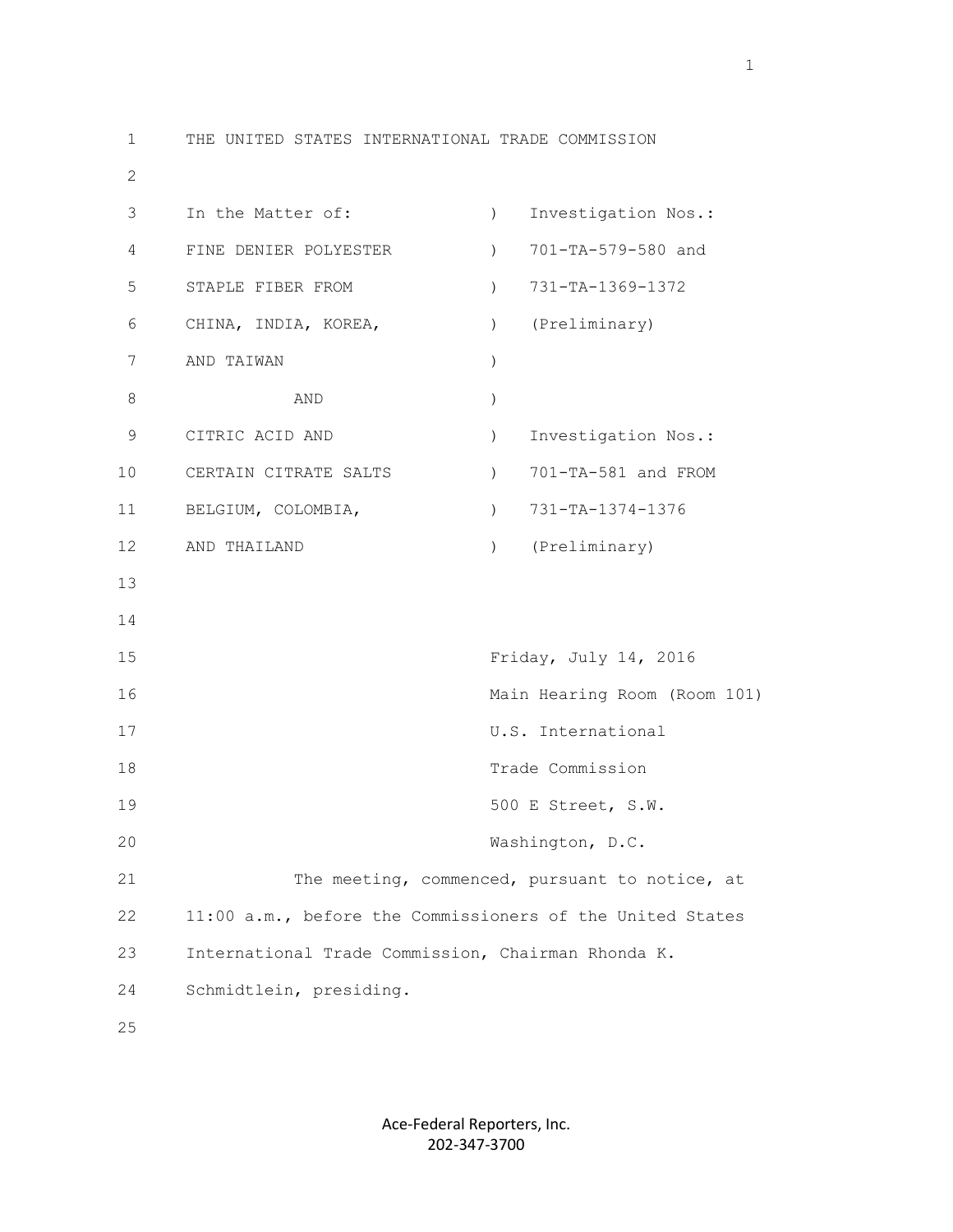THE UNITED STATES INTERNATIONAL TRADE COMMISSION

| | | |
|---|---|---|
| In the Matter of: | ) | Investigation Nos.: |
| FINE DENIER POLYESTER | ) | 701-TA-579-580 and |
| STAPLE FIBER FROM | ) | 731-TA-1369-1372 |
| CHINA, INDIA, KOREA, | ) | (Preliminary) |
| AND TAIWAN | ) | |
| AND | ) | |
| CITRIC ACID AND | ) | Investigation Nos.: |
| CERTAIN CITRATE SALTS | ) | 701-TA-581 and FROM |
| BELGIUM, COLOMBIA, | ) | 731-TA-1374-1376 |
| AND THAILAND | ) | (Preliminary) |

Friday, July 14, 2016
Main Hearing Room (Room 101)
U.S. International
Trade Commission
500 E Street, S.W.
Washington, D.C.

The meeting, commenced, pursuant to notice, at 11:00 a.m., before the Commissioners of the United States International Trade Commission, Chairman Rhonda K. Schmidtlein, presiding.

Ace-Federal Reporters, Inc.
202-347-3700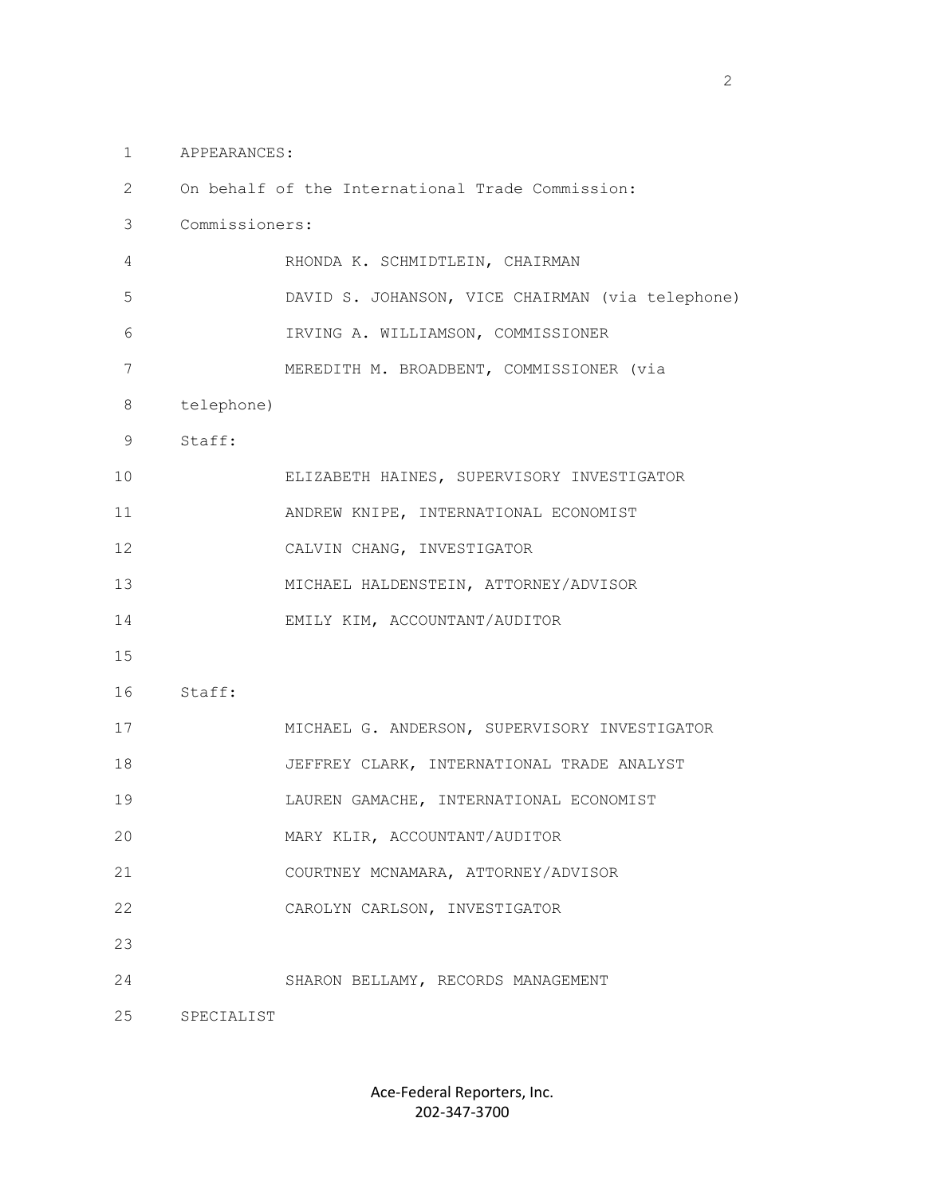APPEARANCES:

On behalf of the International Trade Commission:

Commissioners:

RHONDA K. SCHMIDTLEIN, CHAIRMAN

DAVID S. JOHANSON, VICE CHAIRMAN (via telephone)

IRVING A. WILLIAMSON, COMMISSIONER

MEREDITH M. BROADBENT, COMMISSIONER (via telephone)

Staff:

ELIZABETH HAINES, SUPERVISORY INVESTIGATOR

ANDREW KNIPE, INTERNATIONAL ECONOMIST

CALVIN CHANG, INVESTIGATOR

MICHAEL HALDENSTEIN, ATTORNEY/ADVISOR

EMILY KIM, ACCOUNTANT/AUDITOR

Staff:

MICHAEL G. ANDERSON, SUPERVISORY INVESTIGATOR

JEFFREY CLARK, INTERNATIONAL TRADE ANALYST

LAUREN GAMACHE, INTERNATIONAL ECONOMIST

MARY KLIR, ACCOUNTANT/AUDITOR

COURTNEY MCNAMARA, ATTORNEY/ADVISOR

CAROLYN CARLSON, INVESTIGATOR

SHARON BELLAMY, RECORDS MANAGEMENT SPECIALIST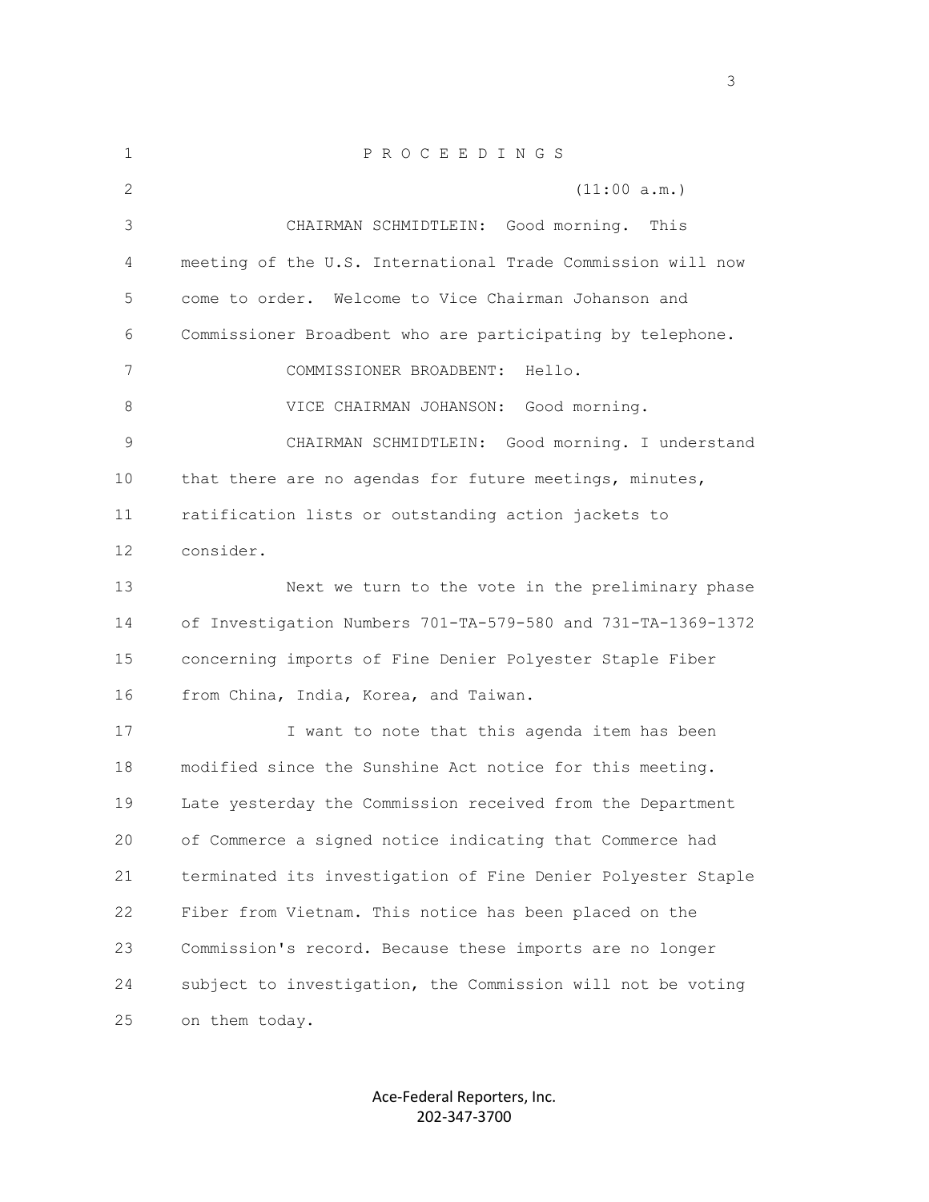P R O C E E D I N G S

(11:00 a.m.)

CHAIRMAN SCHMIDTLEIN: Good morning. This meeting of the U.S. International Trade Commission will now come to order. Welcome to Vice Chairman Johanson and Commissioner Broadbent who are participating by telephone.

COMMISSIONER BROADBENT: Hello.

VICE CHAIRMAN JOHANSON: Good morning.

CHAIRMAN SCHMIDTLEIN: Good morning. I understand that there are no agendas for future meetings, minutes, ratification lists or outstanding action jackets to consider.

Next we turn to the vote in the preliminary phase of Investigation Numbers 701-TA-579-580 and 731-TA-1369-1372 concerning imports of Fine Denier Polyester Staple Fiber from China, India, Korea, and Taiwan.

I want to note that this agenda item has been modified since the Sunshine Act notice for this meeting. Late yesterday the Commission received from the Department of Commerce a signed notice indicating that Commerce had terminated its investigation of Fine Denier Polyester Staple Fiber from Vietnam. This notice has been placed on the Commission's record. Because these imports are no longer subject to investigation, the Commission will not be voting on them today.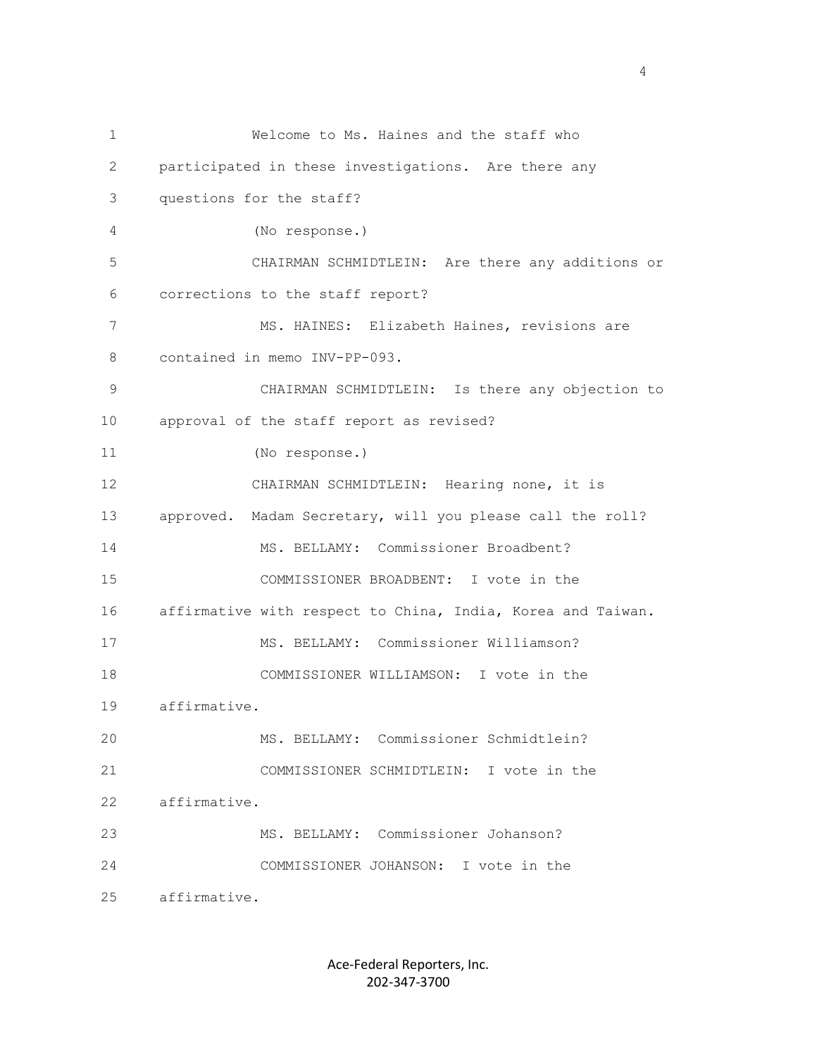Welcome to Ms. Haines and the staff who participated in these investigations. Are there any questions for the staff?

(No response.)

CHAIRMAN SCHMIDTLEIN: Are there any additions or corrections to the staff report?

MS. HAINES: Elizabeth Haines, revisions are contained in memo INV-PP-093.

CHAIRMAN SCHMIDTLEIN: Is there any objection to approval of the staff report as revised?

(No response.)

CHAIRMAN SCHMIDTLEIN: Hearing none, it is approved. Madam Secretary, will you please call the roll?

MS. BELLAMY: Commissioner Broadbent?

COMMISSIONER BROADBENT: I vote in the affirmative with respect to China, India, Korea and Taiwan.

MS. BELLAMY: Commissioner Williamson?

COMMISSIONER WILLIAMSON: I vote in the affirmative.

MS. BELLAMY: Commissioner Schmidtlein?

COMMISSIONER SCHMIDTLEIN: I vote in the affirmative.

MS. BELLAMY: Commissioner Johanson?

COMMISSIONER JOHANSON: I vote in the affirmative.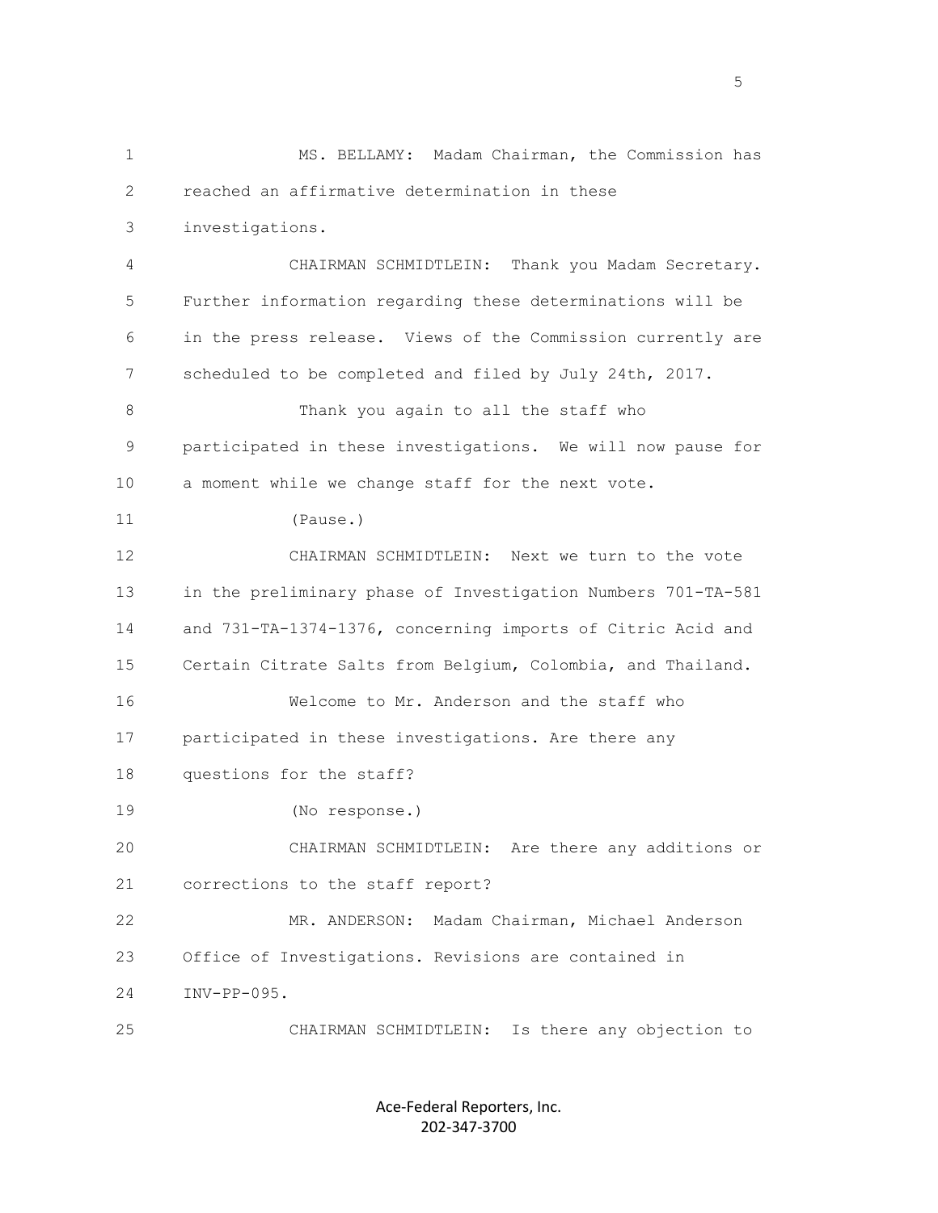MS. BELLAMY: Madam Chairman, the Commission has reached an affirmative determination in these investigations.

CHAIRMAN SCHMIDTLEIN: Thank you Madam Secretary. Further information regarding these determinations will be in the press release. Views of the Commission currently are scheduled to be completed and filed by July 24th, 2017.

Thank you again to all the staff who participated in these investigations. We will now pause for a moment while we change staff for the next vote.

(Pause.)

CHAIRMAN SCHMIDTLEIN: Next we turn to the vote in the preliminary phase of Investigation Numbers 701-TA-581 and 731-TA-1374-1376, concerning imports of Citric Acid and Certain Citrate Salts from Belgium, Colombia, and Thailand.

Welcome to Mr. Anderson and the staff who participated in these investigations. Are there any questions for the staff?

(No response.)

CHAIRMAN SCHMIDTLEIN: Are there any additions or corrections to the staff report?

MR. ANDERSON: Madam Chairman, Michael Anderson Office of Investigations. Revisions are contained in INV-PP-095.

CHAIRMAN SCHMIDTLEIN: Is there any objection to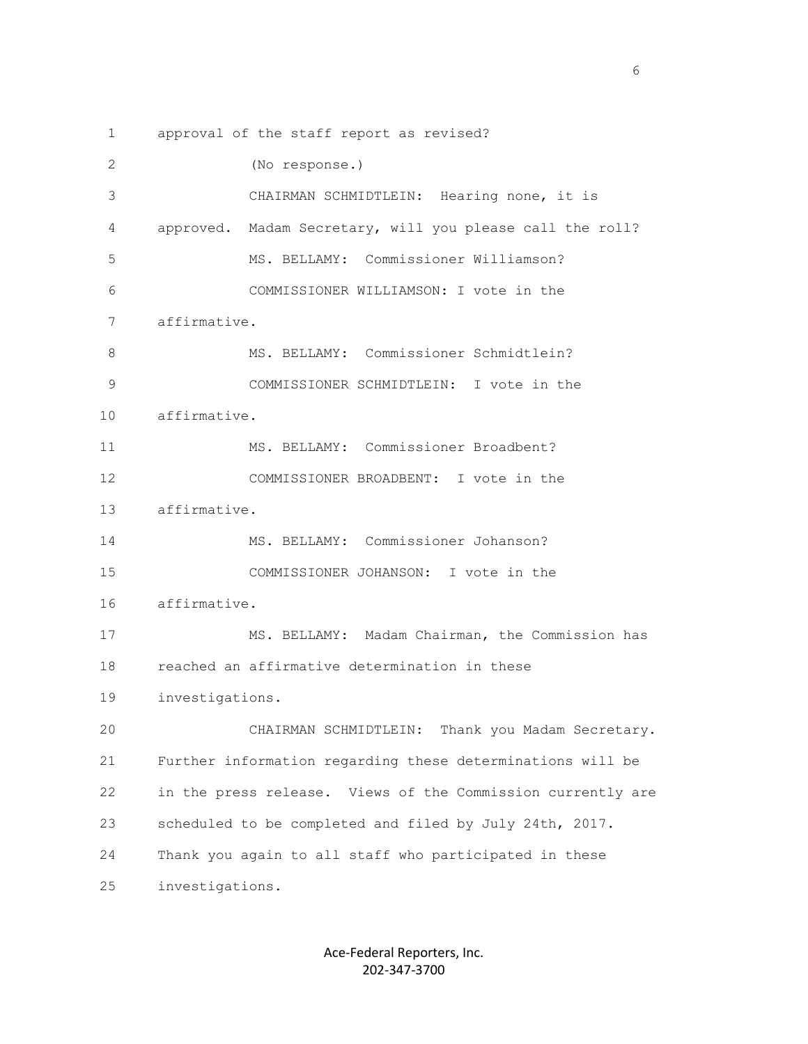approval of the staff report as revised?

(No response.)

CHAIRMAN SCHMIDTLEIN: Hearing none, it is approved. Madam Secretary, will you please call the roll?

MS. BELLAMY: Commissioner Williamson?

COMMISSIONER WILLIAMSON: I vote in the affirmative.

MS. BELLAMY: Commissioner Schmidtlein?

COMMISSIONER SCHMIDTLEIN: I vote in the affirmative.

MS. BELLAMY: Commissioner Broadbent?

COMMISSIONER BROADBENT: I vote in the affirmative.

MS. BELLAMY: Commissioner Johanson?

COMMISSIONER JOHANSON: I vote in the affirmative.

MS. BELLAMY: Madam Chairman, the Commission has reached an affirmative determination in these investigations.

CHAIRMAN SCHMIDTLEIN: Thank you Madam Secretary. Further information regarding these determinations will be in the press release. Views of the Commission currently are scheduled to be completed and filed by July 24th, 2017. Thank you again to all staff who participated in these investigations.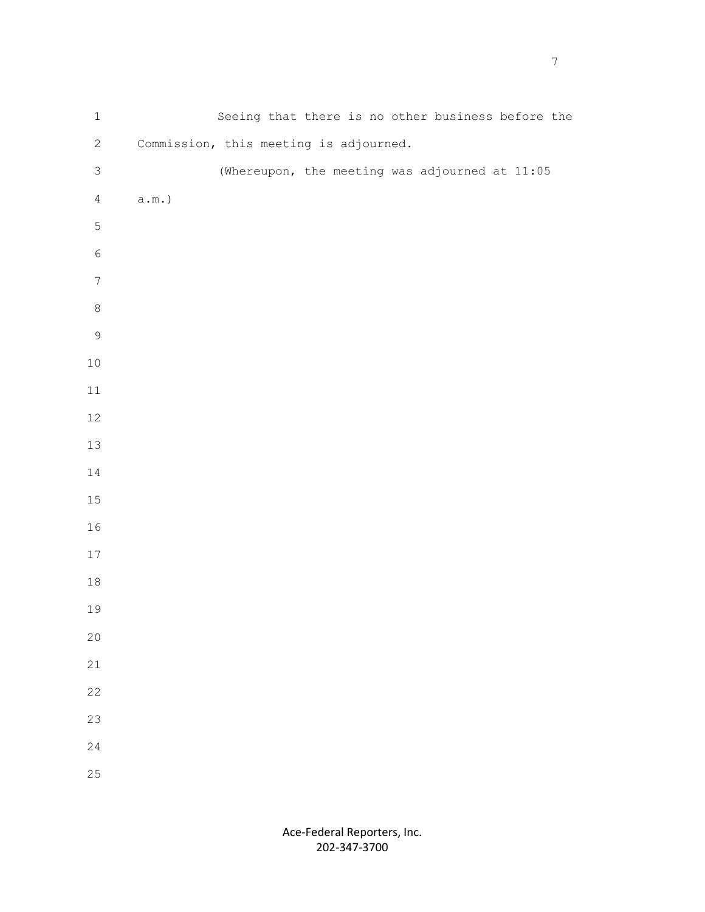Seeing that there is no other business before the Commission, this meeting is adjourned.

(Whereupon, the meeting was adjourned at 11:05 a.m.)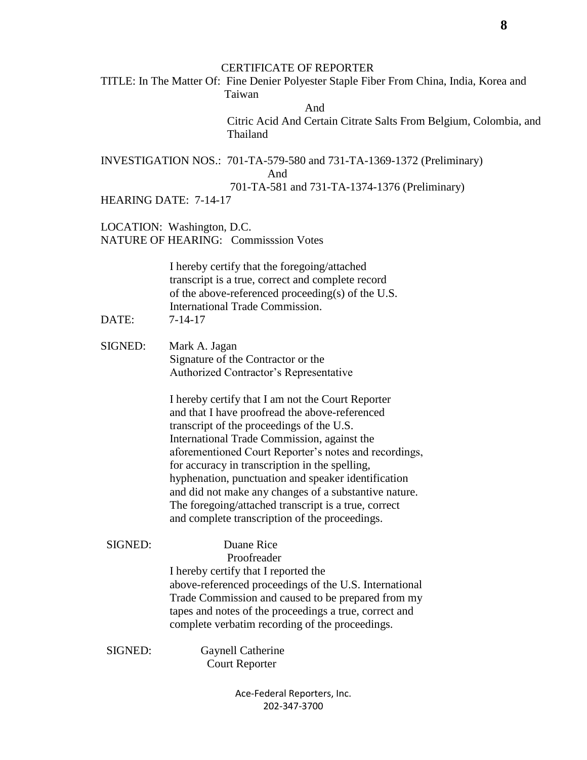CERTIFICATE OF REPORTER

TITLE: In The Matter Of: Fine Denier Polyester Staple Fiber From China, India, Korea and Taiwan

And

Citric Acid And Certain Citrate Salts From Belgium, Colombia, and Thailand

INVESTIGATION NOS.: 701-TA-579-580 and 731-TA-1369-1372 (Preliminary)

And

701-TA-581 and 731-TA-1374-1376 (Preliminary)

HEARING DATE: 7-14-17

LOCATION: Washington, D.C.

NATURE OF HEARING: Commisssion Votes

I hereby certify that the foregoing/attached transcript is a true, correct and complete record of the above-referenced proceeding(s) of the U.S. International Trade Commission.

DATE: 7-14-17

SIGNED: Mark A. Jagan
Signature of the Contractor or the Authorized Contractor's Representative

I hereby certify that I am not the Court Reporter and that I have proofread the above-referenced transcript of the proceedings of the U.S. International Trade Commission, against the aforementioned Court Reporter's notes and recordings, for accuracy in transcription in the spelling, hyphenation, punctuation and speaker identification and did not make any changes of a substantive nature. The foregoing/attached transcript is a true, correct and complete transcription of the proceedings.

SIGNED: Duane Rice
Proofreader

I hereby certify that I reported the above-referenced proceedings of the U.S. International Trade Commission and caused to be prepared from my tapes and notes of the proceedings a true, correct and complete verbatim recording of the proceedings.

SIGNED: Gaynell Catherine
Court Reporter

Ace-Federal Reporters, Inc.
202-347-3700